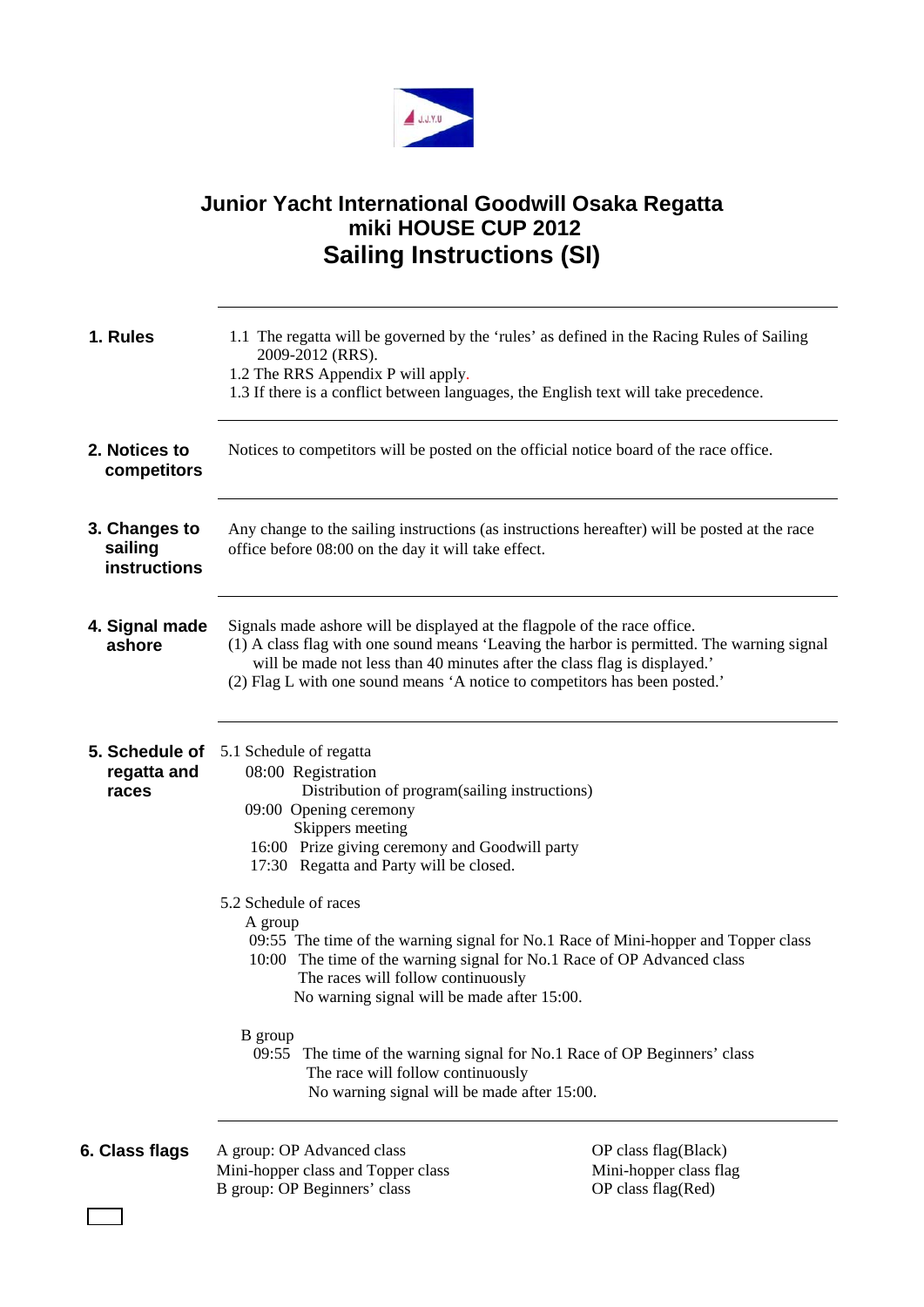# Junior Yacht International Goodwill Osaka Regatta
## miki HOUSE CUP 2012
## Sailing Instructions (SI)

---

**1. Rules**

1.1 The regatta will be governed by the 'rules' as defined in the Racing Rules of Sailing 2009-2012 (RRS).
1.2 The RRS Appendix P will apply.
1.3 If there is a conflict between languages, the English text will take precedence.

---

**2. Notices to competitors**

Notices to competitors will be posted on the official notice board of the race office.

---

**3. Changes to sailing instructions**

Any change to the sailing instructions (as instructions hereafter) will be posted at the race office before 08:00 on the day it will take effect.

---

**4. Signal made ashore**

Signals made ashore will be displayed at the flagpole of the race office.
(1) A class flag with one sound means 'Leaving the harbor is permitted. The warning signal will be made not less than 40 minutes after the class flag is displayed.'
(2) Flag L with one sound means 'A notice to competitors has been posted.'

---

**5. Schedule of regatta and races**

5.1 Schedule of regatta

08:00 Registration
Distribution of program(sailing instructions)
09:00 Opening ceremony
Skippers meeting
16:00 Prize giving ceremony and Goodwill party
17:30 Regatta and Party will be closed.

5.2 Schedule of races

A group
09:55 The time of the warning signal for No.1 Race of Mini-hopper and Topper class
10:00 The time of the warning signal for No.1 Race of OP Advanced class
The races will follow continuously
No warning signal will be made after 15:00.

B group
09:55 The time of the warning signal for No.1 Race of OP Beginners' class
The race will follow continuously
No warning signal will be made after 15:00.

---

**6. Class flags**

| | |
|---|---|
| A group: OP Advanced class | OP class flag(Black) |
| Mini-hopper class and Topper class | Mini-hopper class flag |
| B group: OP Beginners' class | OP class flag(Red) |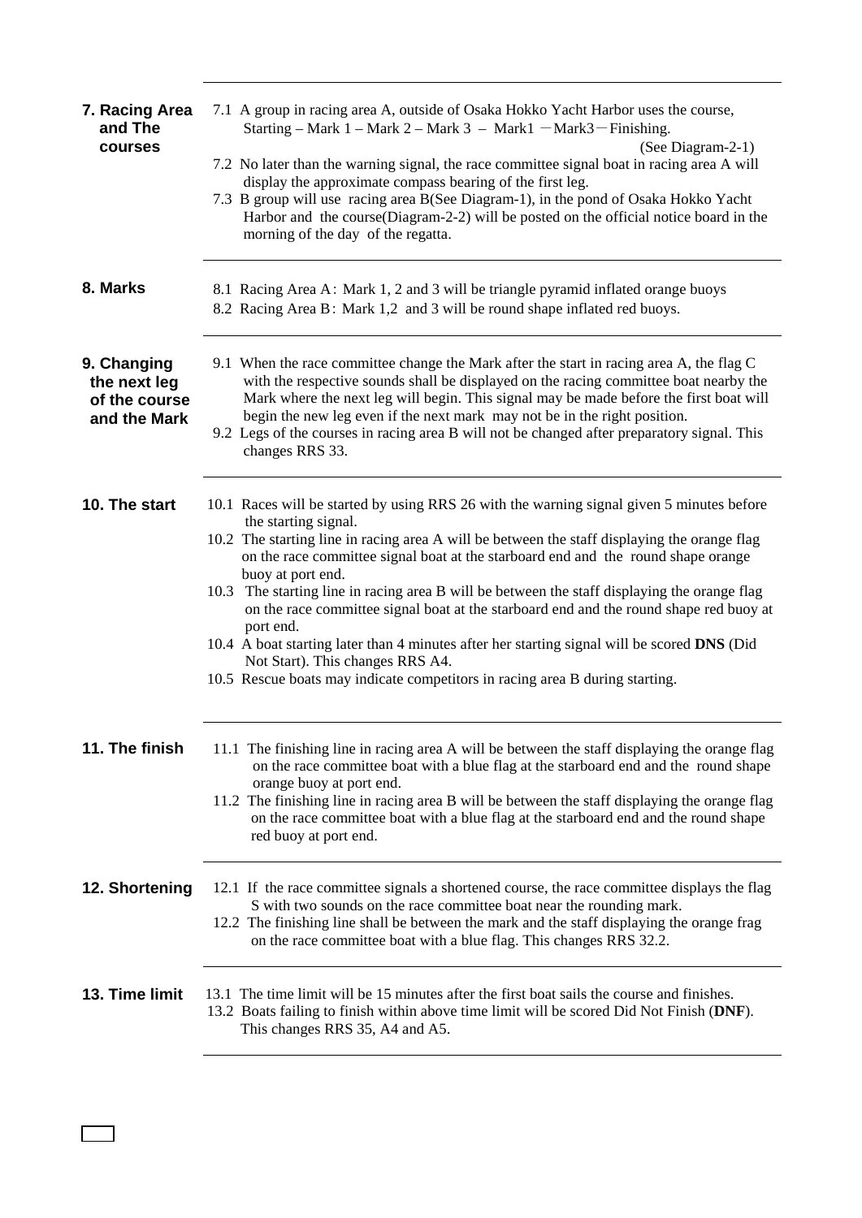## 7. Racing Area and The courses

7.1 A group in racing area A, outside of Osaka Hokko Yacht Harbor uses the course, Starting – Mark 1 – Mark 2 – Mark 3 – Mark1 －Mark3－Finishing. (See Diagram-2-1)

7.2 No later than the warning signal, the race committee signal boat in racing area A will display the approximate compass bearing of the first leg.

7.3 B group will use racing area B(See Diagram-1), in the pond of Osaka Hokko Yacht Harbor and the course(Diagram-2-2) will be posted on the official notice board in the morning of the day of the regatta.

## 8. Marks

8.1 Racing Area A：Mark 1, 2 and 3 will be triangle pyramid inflated orange buoys

8.2 Racing Area B：Mark 1,2 and 3 will be round shape inflated red buoys.

## 9. Changing the next leg of the course and the Mark

9.1 When the race committee change the Mark after the start in racing area A, the flag C with the respective sounds shall be displayed on the racing committee boat nearby the Mark where the next leg will begin. This signal may be made before the first boat will begin the new leg even if the next mark may not be in the right position.

9.2 Legs of the courses in racing area B will not be changed after preparatory signal. This changes RRS 33.

## 10. The start

10.1 Races will be started by using RRS 26 with the warning signal given 5 minutes before the starting signal.

10.2 The starting line in racing area A will be between the staff displaying the orange flag on the race committee signal boat at the starboard end and the round shape orange buoy at port end.

10.3 The starting line in racing area B will be between the staff displaying the orange flag on the race committee signal boat at the starboard end and the round shape red buoy at port end.

10.4 A boat starting later than 4 minutes after her starting signal will be scored **DNS** (Did Not Start). This changes RRS A4.

10.5 Rescue boats may indicate competitors in racing area B during starting.

## 11. The finish

11.1 The finishing line in racing area A will be between the staff displaying the orange flag on the race committee boat with a blue flag at the starboard end and the round shape orange buoy at port end.

11.2 The finishing line in racing area B will be between the staff displaying the orange flag on the race committee boat with a blue flag at the starboard end and the round shape red buoy at port end.

## 12. Shortening

12.1 If the race committee signals a shortened course, the race committee displays the flag S with two sounds on the race committee boat near the rounding mark.

12.2 The finishing line shall be between the mark and the staff displaying the orange frag on the race committee boat with a blue flag. This changes RRS 32.2.

## 13. Time limit

13.1 The time limit will be 15 minutes after the first boat sails the course and finishes.

13.2 Boats failing to finish within above time limit will be scored Did Not Finish (**DNF**). This changes RRS 35, A4 and A5.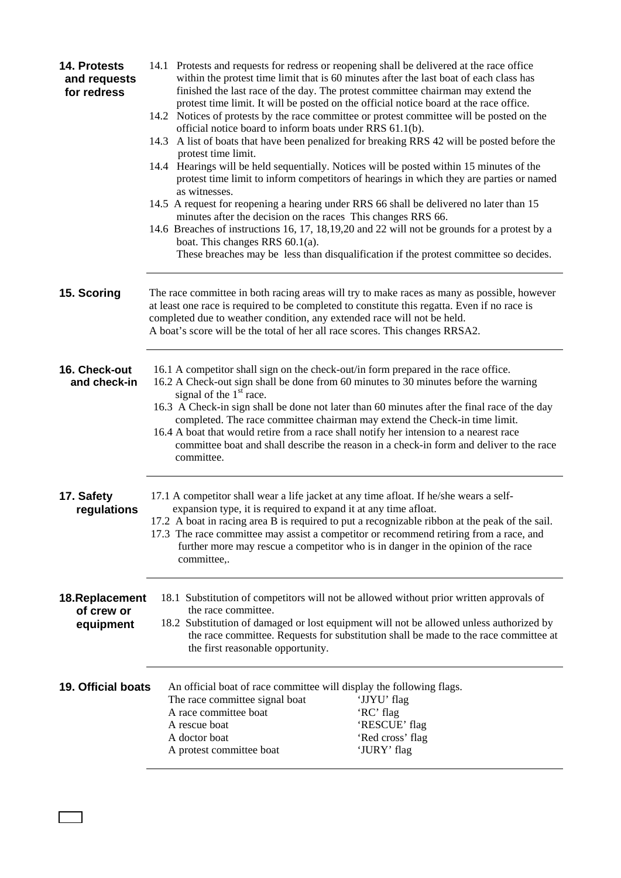## 14. Protests and requests for redress

14.1 Protests and requests for redress or reopening shall be delivered at the race office within the protest time limit that is 60 minutes after the last boat of each class has finished the last race of the day. The protest committee chairman may extend the protest time limit. It will be posted on the official notice board at the race office.

14.2 Notices of protests by the race committee or protest committee will be posted on the official notice board to inform boats under RRS 61.1(b).

14.3 A list of boats that have been penalized for breaking RRS 42 will be posted before the protest time limit.

14.4 Hearings will be held sequentially. Notices will be posted within 15 minutes of the protest time limit to inform competitors of hearings in which they are parties or named as witnesses.

14.5 A request for reopening a hearing under RRS 66 shall be delivered no later than 15 minutes after the decision on the races This changes RRS 66.

14.6 Breaches of instructions 16, 17, 18,19,20 and 22 will not be grounds for a protest by a boat. This changes RRS 60.1(a).
These breaches may be less than disqualification if the protest committee so decides.

## 15. Scoring

The race committee in both racing areas will try to make races as many as possible, however at least one race is required to be completed to constitute this regatta. Even if no race is completed due to weather condition, any extended race will not be held.
A boat's score will be the total of her all race scores. This changes RRSA2.

## 16. Check-out and check-in

16.1 A competitor shall sign on the check-out/in form prepared in the race office.

16.2 A Check-out sign shall be done from 60 minutes to 30 minutes before the warning signal of the 1st race.

16.3 A Check-in sign shall be done not later than 60 minutes after the final race of the day completed. The race committee chairman may extend the Check-in time limit.

16.4 A boat that would retire from a race shall notify her intension to a nearest race committee boat and shall describe the reason in a check-in form and deliver to the race committee.

## 17. Safety regulations

17.1 A competitor shall wear a life jacket at any time afloat. If he/she wears a self-expansion type, it is required to expand it at any time afloat.

17.2 A boat in racing area B is required to put a recognizable ribbon at the peak of the sail.

17.3 The race committee may assist a competitor or recommend retiring from a race, and further more may rescue a competitor who is in danger in the opinion of the race committee,.

## 18. Replacement of crew or equipment

18.1 Substitution of competitors will not be allowed without prior written approvals of the race committee.

18.2 Substitution of damaged or lost equipment will not be allowed unless authorized by the race committee. Requests for substitution shall be made to the race committee at the first reasonable opportunity.

## 19. Official boats

An official boat of race committee will display the following flags.

| | |
|---|---|
| The race committee signal boat | 'JJYU' flag |
| A race committee boat | 'RC' flag |
| A rescue boat | 'RESCUE' flag |
| A doctor boat | 'Red cross' flag |
| A protest committee boat | 'JURY' flag |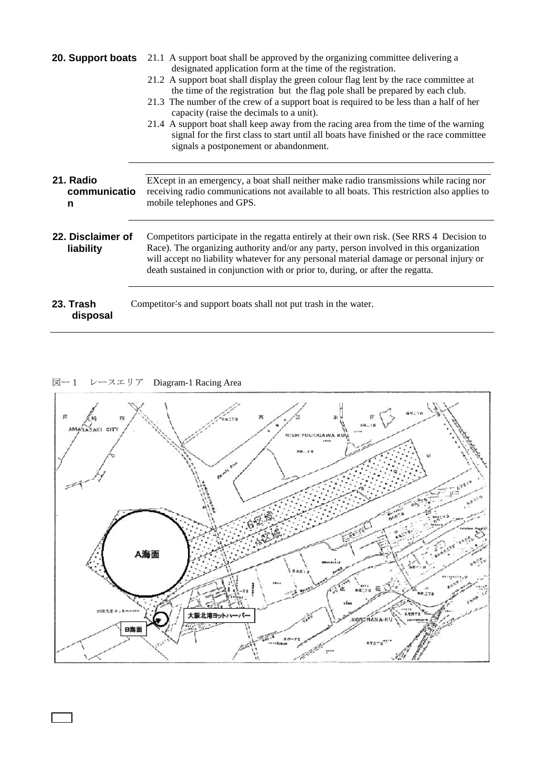**20. Support boats**

21.1 A support boat shall be approved by the organizing committee delivering a designated application form at the time of the registration.

21.2 A support boat shall display the green colour flag lent by the race committee at the time of the registration but the flag pole shall be prepared by each club.

21.3 The number of the crew of a support boat is required to be less than a half of her capacity (raise the decimals to a unit).

21.4 A support boat shall keep away from the racing area from the time of the warning signal for the first class to start until all boats have finished or the race committee signals a postponement or abandonment.

**21. Radio communication**

EXcept in an emergency, a boat shall neither make radio transmissions while racing nor receiving radio communications not available to all boats. This restriction also applies to mobile telephones and GPS.

**22. Disclaimer of liability**

Competitors participate in the regatta entirely at their own risk. (See RRS 4 Decision to Race). The organizing authority and/or any party, person involved in this organization will accept no liability whatever for any personal material damage or personal injury or death sustained in conjunction with or prior to, during, or after the regatta.

**23. Trash disposal**

Competitor's and support boats shall not put trash in the water.

図ー１　レースエリア　Diagram-1 Racing Area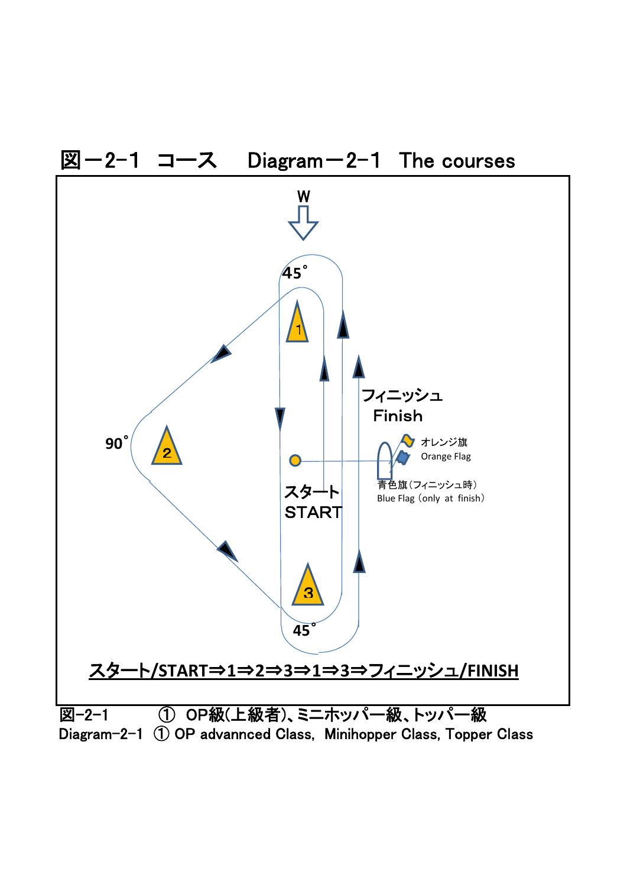## 図ー2-1 コース　Diagramー2-1 The courses

W

45˚

90˚

45˚

1

2

3

スタート
START

フィニッシュ
Finish

オレンジ旗
Orange Flag

青色旗（フィニッシュ時）
Blue Flag（only at finish）

スタート/START⇒1⇒2⇒3⇒1⇒3⇒フィニッシュ/FINISH

図-2-1　① OP級(上級者)、ミニホッパー級、トッパー級
Diagram-2-1 ① OP advannced Class, Minihopper Class, Topper Class